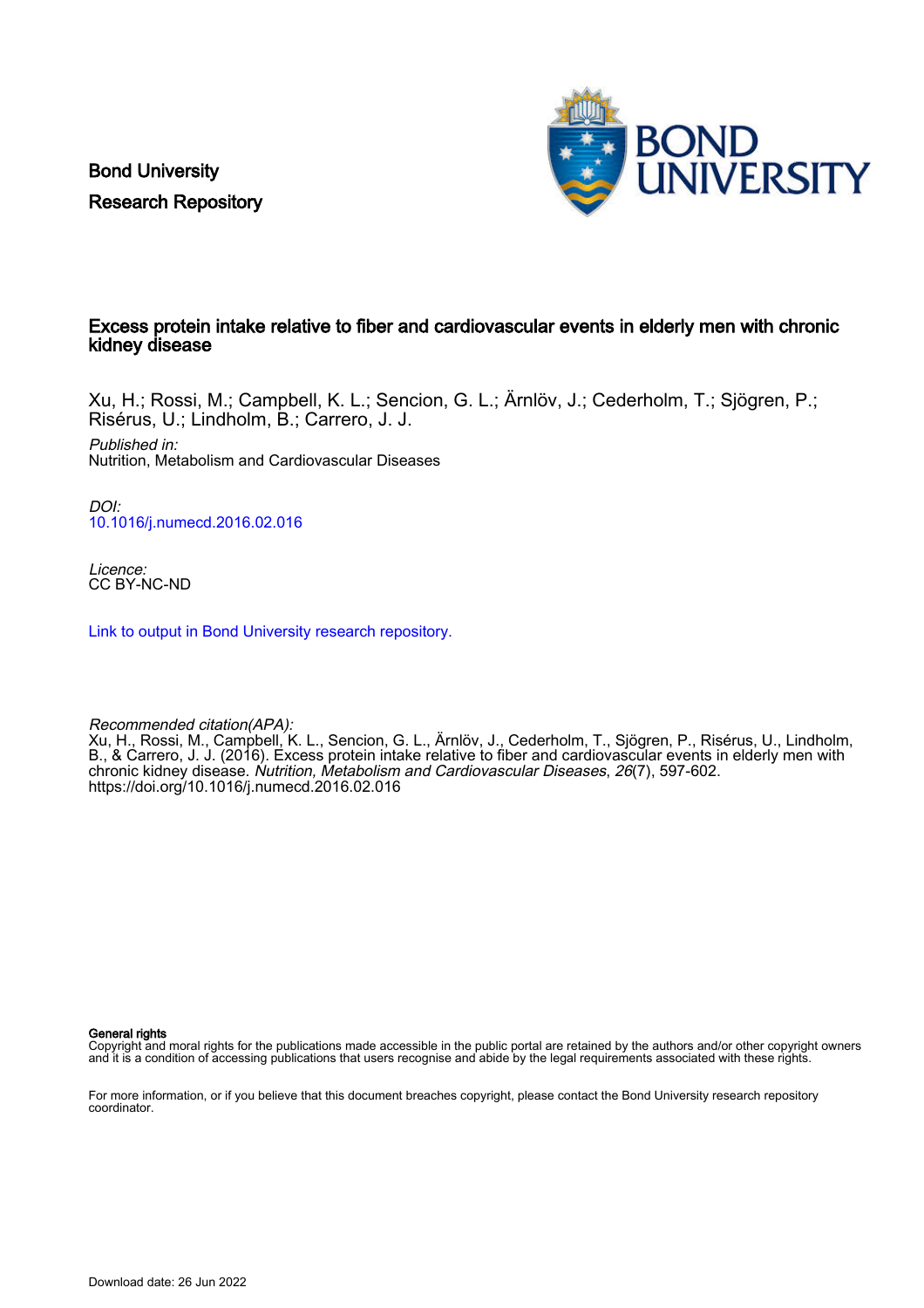Bond University
Research Repository

# Excess protein intake relative to fiber and cardiovascular events in elderly men with chronic kidney disease

Xu, H.; Rossi, M.; Campbell, K. L.; Sencion, G. L.; Ärnlöv, J.; Cederholm, T.; Sjögren, P.; Risérus, U.; Lindholm, B.; Carrero, J. J.

*Published in:*
Nutrition, Metabolism and Cardiovascular Diseases

*DOI:*
10.1016/j.numecd.2016.02.016

*Licence:*
CC BY-NC-ND

Link to output in Bond University research repository.

*Recommended citation(APA):*
Xu, H., Rossi, M., Campbell, K. L., Sencion, G. L., Ärnlöv, J., Cederholm, T., Sjögren, P., Risérus, U., Lindholm, B., & Carrero, J. J. (2016). Excess protein intake relative to fiber and cardiovascular events in elderly men with chronic kidney disease. *Nutrition, Metabolism and Cardiovascular Diseases*, *26*(7), 597-602. https://doi.org/10.1016/j.numecd.2016.02.016

**General rights**
Copyright and moral rights for the publications made accessible in the public portal are retained by the authors and/or other copyright owners and it is a condition of accessing publications that users recognise and abide by the legal requirements associated with these rights.

For more information, or if you believe that this document breaches copyright, please contact the Bond University research repository coordinator.

Download date: 26 Jun 2022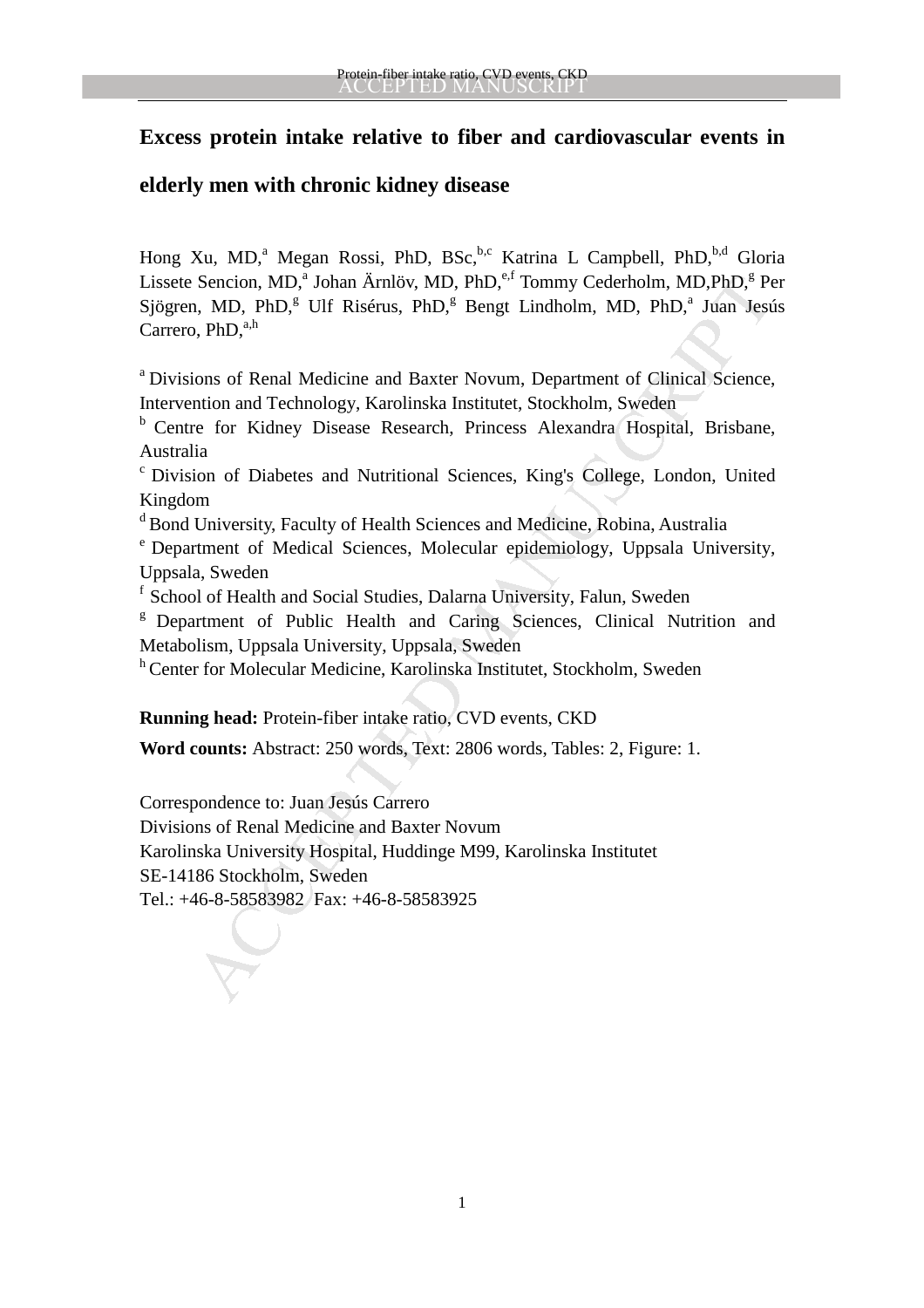# Excess protein intake relative to fiber and cardiovascular events in elderly men with chronic kidney disease

Hong Xu, MD,[a] Megan Rossi, PhD, BSc,[b,c] Katrina L Campbell, PhD,[b,d] Gloria Lissete Sencion, MD,[a] Johan Ärnlöv, MD, PhD,[e,f] Tommy Cederholm, MD,PhD,[g] Per Sjögren, MD, PhD,[g] Ulf Risérus, PhD,[g] Bengt Lindholm, MD, PhD,[a] Juan Jesús Carrero, PhD,[a,h]

[a] Divisions of Renal Medicine and Baxter Novum, Department of Clinical Science, Intervention and Technology, Karolinska Institutet, Stockholm, Sweden

[b] Centre for Kidney Disease Research, Princess Alexandra Hospital, Brisbane, Australia

[c] Division of Diabetes and Nutritional Sciences, King's College, London, United Kingdom

[d] Bond University, Faculty of Health Sciences and Medicine, Robina, Australia

[e] Department of Medical Sciences, Molecular epidemiology, Uppsala University, Uppsala, Sweden

[f] School of Health and Social Studies, Dalarna University, Falun, Sweden

[g] Department of Public Health and Caring Sciences, Clinical Nutrition and Metabolism, Uppsala University, Uppsala, Sweden

[h] Center for Molecular Medicine, Karolinska Institutet, Stockholm, Sweden

**Running head:** Protein-fiber intake ratio, CVD events, CKD

**Word counts:** Abstract: 250 words, Text: 2806 words, Tables: 2, Figure: 1.

Correspondence to: Juan Jesús Carrero
Divisions of Renal Medicine and Baxter Novum
Karolinska University Hospital, Huddinge M99, Karolinska Institutet
SE-14186 Stockholm, Sweden
Tel.: +46-8-58583982 Fax: +46-8-58583925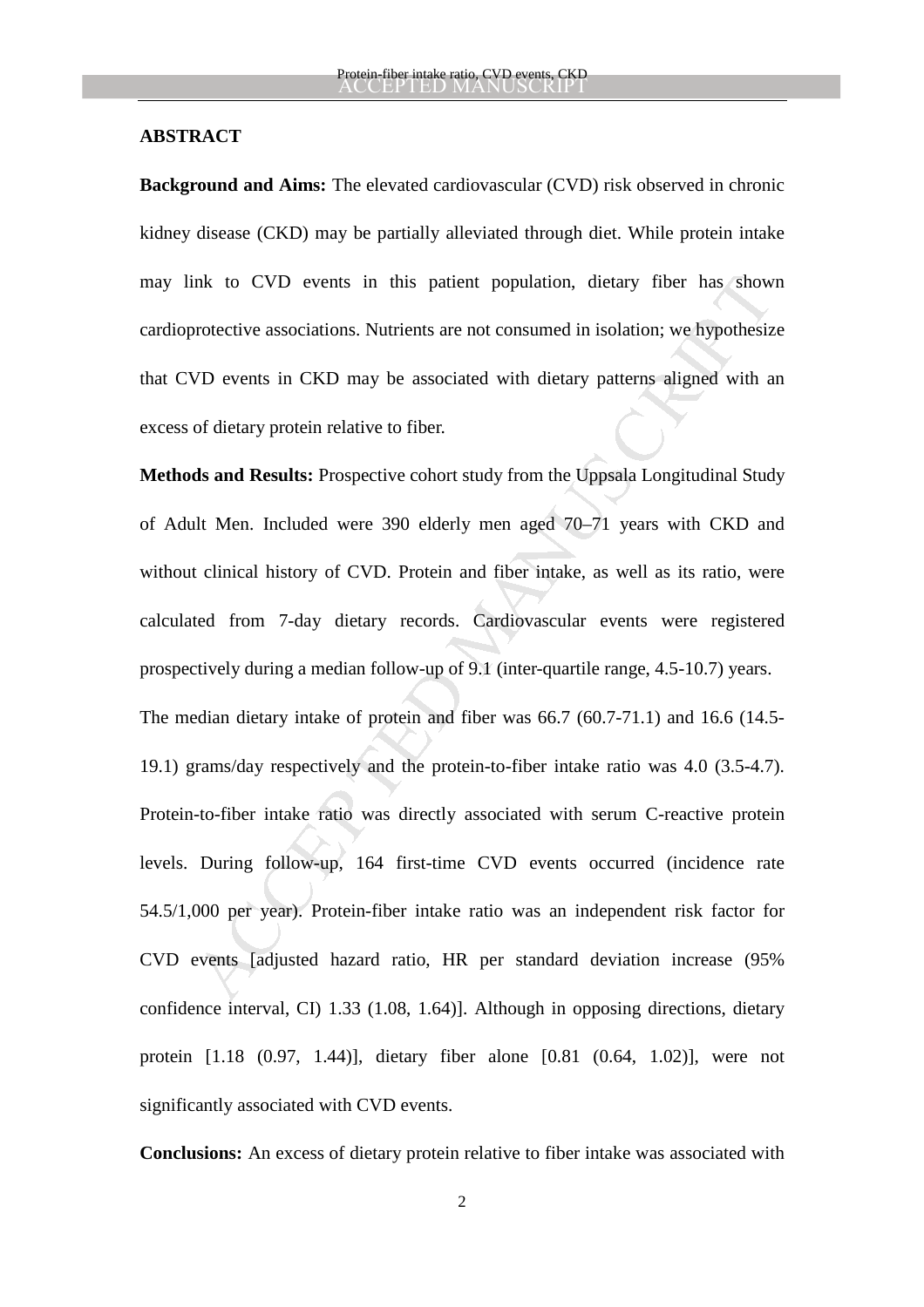**ABSTRACT**

**Background and Aims:** The elevated cardiovascular (CVD) risk observed in chronic kidney disease (CKD) may be partially alleviated through diet. While protein intake may link to CVD events in this patient population, dietary fiber has shown cardioprotective associations. Nutrients are not consumed in isolation; we hypothesize that CVD events in CKD may be associated with dietary patterns aligned with an excess of dietary protein relative to fiber.

**Methods and Results:** Prospective cohort study from the Uppsala Longitudinal Study of Adult Men. Included were 390 elderly men aged 70–71 years with CKD and without clinical history of CVD. Protein and fiber intake, as well as its ratio, were calculated from 7-day dietary records. Cardiovascular events were registered prospectively during a median follow-up of 9.1 (inter-quartile range, 4.5-10.7) years.

The median dietary intake of protein and fiber was 66.7 (60.7-71.1) and 16.6 (14.5-19.1) grams/day respectively and the protein-to-fiber intake ratio was 4.0 (3.5-4.7). Protein-to-fiber intake ratio was directly associated with serum C-reactive protein levels. During follow-up, 164 first-time CVD events occurred (incidence rate 54.5/1,000 per year). Protein-fiber intake ratio was an independent risk factor for CVD events [adjusted hazard ratio, HR per standard deviation increase (95% confidence interval, CI) 1.33 (1.08, 1.64)]. Although in opposing directions, dietary protein [1.18 (0.97, 1.44)], dietary fiber alone [0.81 (0.64, 1.02)], were not significantly associated with CVD events.

**Conclusions:** An excess of dietary protein relative to fiber intake was associated with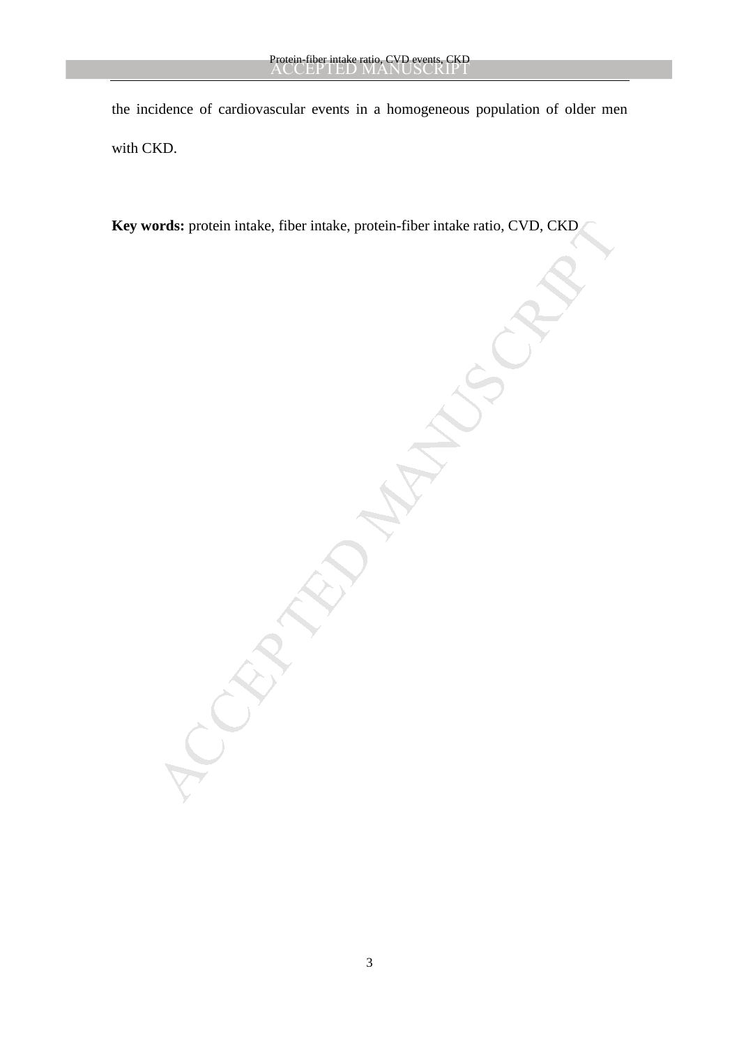the incidence of cardiovascular events in a homogeneous population of older men with CKD.

**Key words:** protein intake, fiber intake, protein-fiber intake ratio, CVD, CKD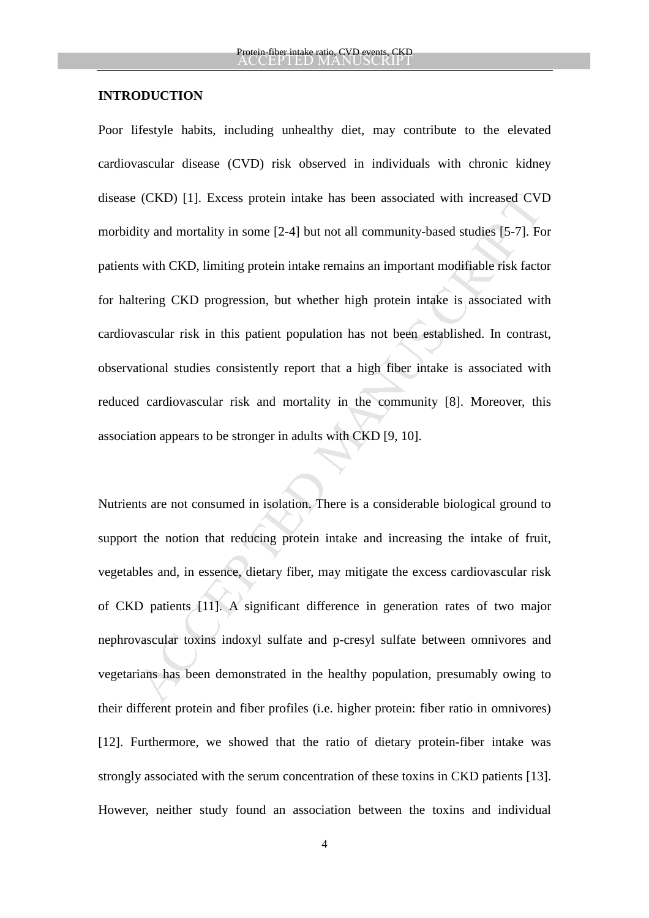## INTRODUCTION

Poor lifestyle habits, including unhealthy diet, may contribute to the elevated cardiovascular disease (CVD) risk observed in individuals with chronic kidney disease (CKD) [1]. Excess protein intake has been associated with increased CVD morbidity and mortality in some [2-4] but not all community-based studies [5-7]. For patients with CKD, limiting protein intake remains an important modifiable risk factor for haltering CKD progression, but whether high protein intake is associated with cardiovascular risk in this patient population has not been established. In contrast, observational studies consistently report that a high fiber intake is associated with reduced cardiovascular risk and mortality in the community [8]. Moreover, this association appears to be stronger in adults with CKD [9, 10].

Nutrients are not consumed in isolation. There is a considerable biological ground to support the notion that reducing protein intake and increasing the intake of fruit, vegetables and, in essence, dietary fiber, may mitigate the excess cardiovascular risk of CKD patients [11]. A significant difference in generation rates of two major nephrovascular toxins indoxyl sulfate and p-cresyl sulfate between omnivores and vegetarians has been demonstrated in the healthy population, presumably owing to their different protein and fiber profiles (i.e. higher protein: fiber ratio in omnivores) [12]. Furthermore, we showed that the ratio of dietary protein-fiber intake was strongly associated with the serum concentration of these toxins in CKD patients [13]. However, neither study found an association between the toxins and individual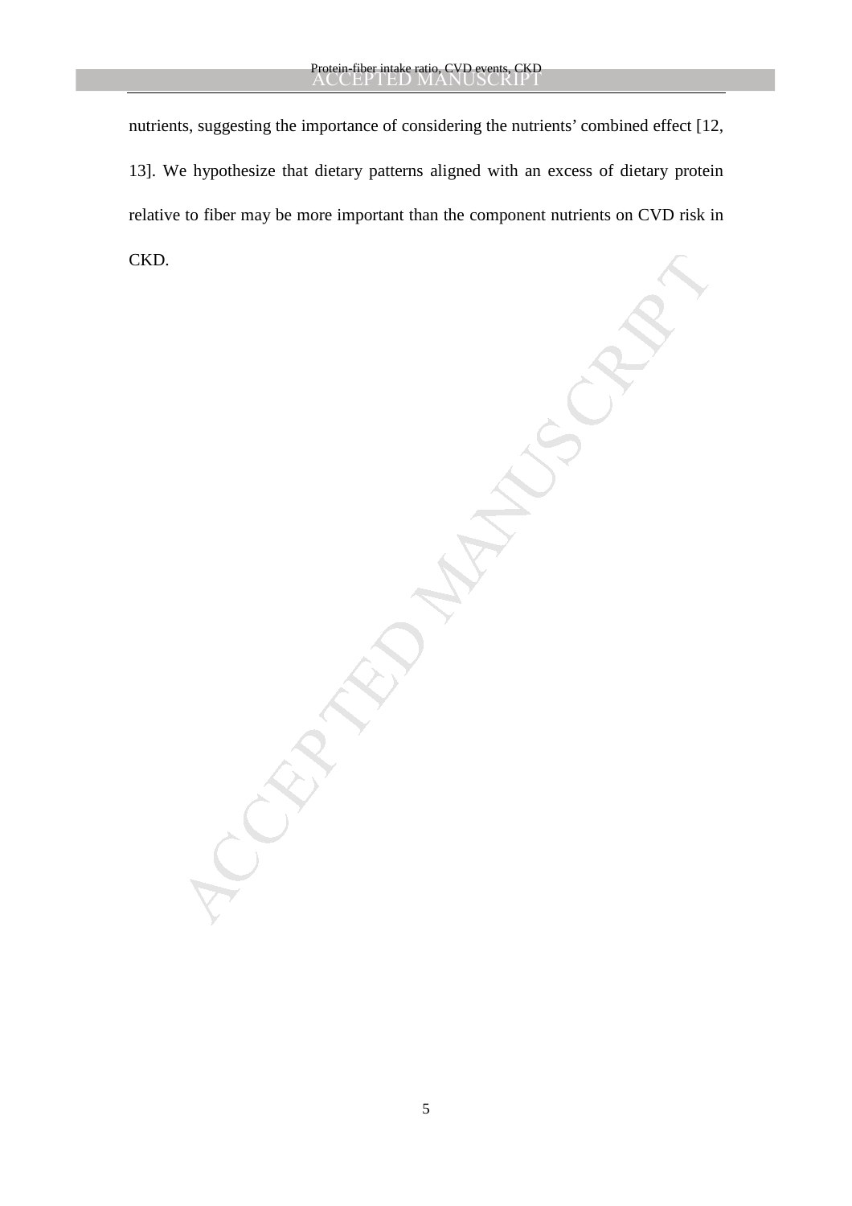nutrients, suggesting the importance of considering the nutrients' combined effect [12, 13]. We hypothesize that dietary patterns aligned with an excess of dietary protein relative to fiber may be more important than the component nutrients on CVD risk in CKD.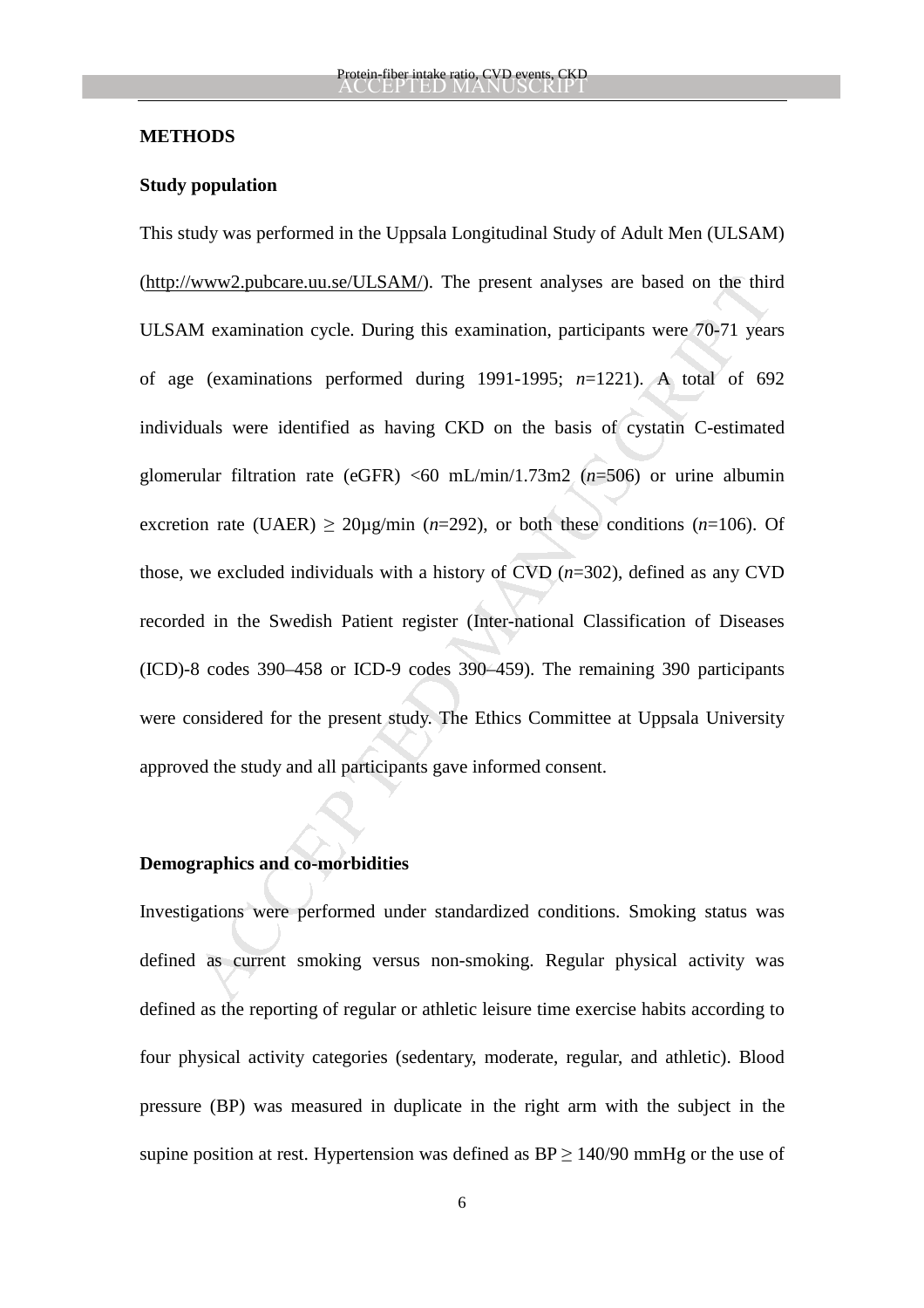**METHODS**

**Study population**

This study was performed in the Uppsala Longitudinal Study of Adult Men (ULSAM) (http://www2.pubcare.uu.se/ULSAM/). The present analyses are based on the third ULSAM examination cycle. During this examination, participants were 70-71 years of age (examinations performed during 1991-1995; *n*=1221). A total of 692 individuals were identified as having CKD on the basis of cystatin C-estimated glomerular filtration rate (eGFR) <60 mL/min/1.73m2 (*n*=506) or urine albumin excretion rate (UAER) ≥ 20μg/min (*n*=292), or both these conditions (*n*=106). Of those, we excluded individuals with a history of CVD (*n*=302), defined as any CVD recorded in the Swedish Patient register (Inter-national Classification of Diseases (ICD)-8 codes 390–458 or ICD-9 codes 390–459). The remaining 390 participants were considered for the present study. The Ethics Committee at Uppsala University approved the study and all participants gave informed consent.

**Demographics and co-morbidities**

Investigations were performed under standardized conditions. Smoking status was defined as current smoking versus non-smoking. Regular physical activity was defined as the reporting of regular or athletic leisure time exercise habits according to four physical activity categories (sedentary, moderate, regular, and athletic). Blood pressure (BP) was measured in duplicate in the right arm with the subject in the supine position at rest. Hypertension was defined as BP ≥ 140/90 mmHg or the use of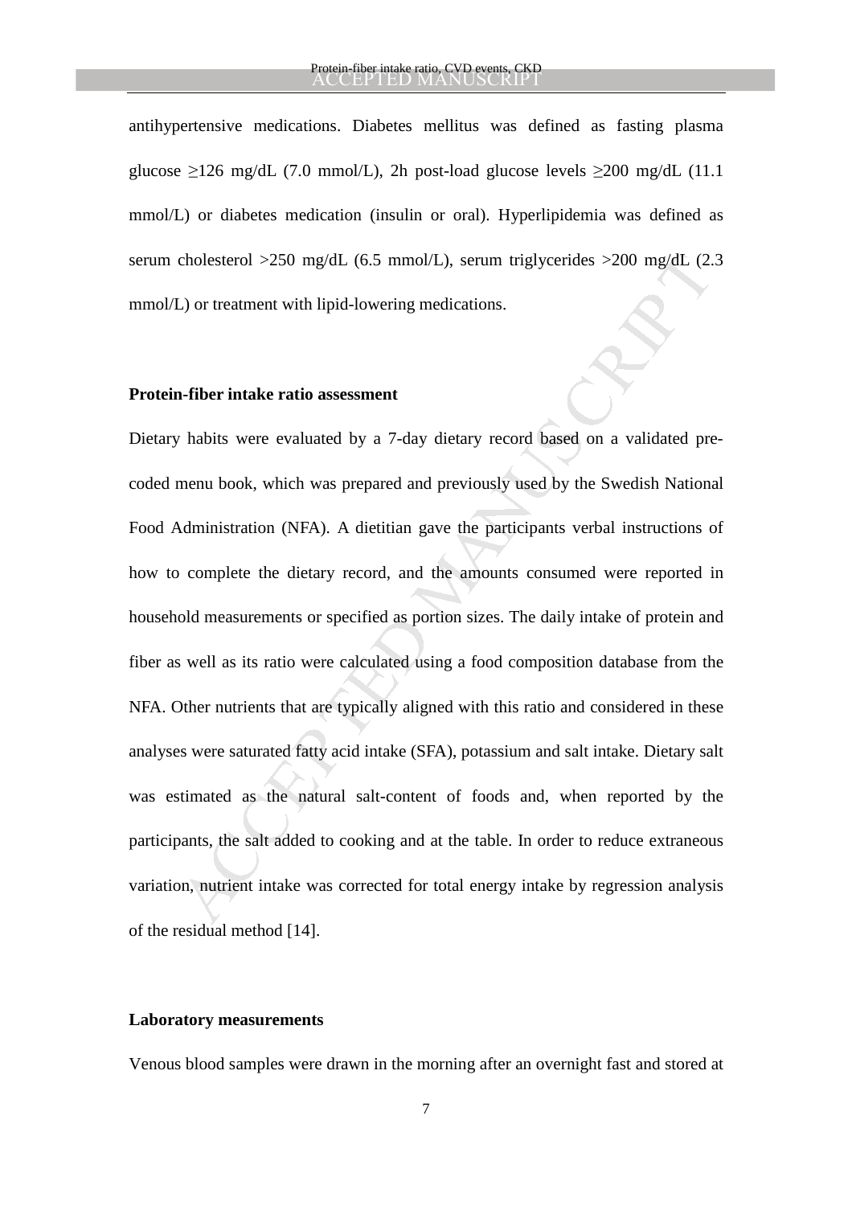antihypertensive medications. Diabetes mellitus was defined as fasting plasma glucose ≥126 mg/dL (7.0 mmol/L), 2h post-load glucose levels ≥200 mg/dL (11.1 mmol/L) or diabetes medication (insulin or oral). Hyperlipidemia was defined as serum cholesterol >250 mg/dL (6.5 mmol/L), serum triglycerides >200 mg/dL (2.3 mmol/L) or treatment with lipid-lowering medications.

**Protein-fiber intake ratio assessment**

Dietary habits were evaluated by a 7-day dietary record based on a validated pre-coded menu book, which was prepared and previously used by the Swedish National Food Administration (NFA). A dietitian gave the participants verbal instructions of how to complete the dietary record, and the amounts consumed were reported in household measurements or specified as portion sizes. The daily intake of protein and fiber as well as its ratio were calculated using a food composition database from the NFA. Other nutrients that are typically aligned with this ratio and considered in these analyses were saturated fatty acid intake (SFA), potassium and salt intake. Dietary salt was estimated as the natural salt-content of foods and, when reported by the participants, the salt added to cooking and at the table. In order to reduce extraneous variation, nutrient intake was corrected for total energy intake by regression analysis of the residual method [14].

**Laboratory measurements**

Venous blood samples were drawn in the morning after an overnight fast and stored at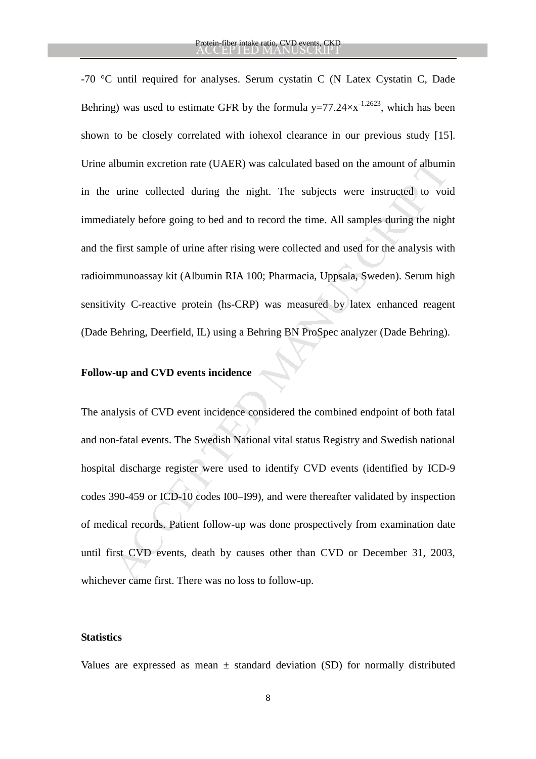-70 °C until required for analyses. Serum cystatin C (N Latex Cystatin C, Dade Behring) was used to estimate GFR by the formula $y=77.24\times x^{-1.2623}$, which has been shown to be closely correlated with iohexol clearance in our previous study [15]. Urine albumin excretion rate (UAER) was calculated based on the amount of albumin in the urine collected during the night. The subjects were instructed to void immediately before going to bed and to record the time. All samples during the night and the first sample of urine after rising were collected and used for the analysis with radioimmunoassay kit (Albumin RIA 100; Pharmacia, Uppsala, Sweden). Serum high sensitivity C-reactive protein (hs-CRP) was measured by latex enhanced reagent (Dade Behring, Deerfield, IL) using a Behring BN ProSpec analyzer (Dade Behring).

**Follow-up and CVD events incidence**

The analysis of CVD event incidence considered the combined endpoint of both fatal and non-fatal events. The Swedish National vital status Registry and Swedish national hospital discharge register were used to identify CVD events (identified by ICD-9 codes 390-459 or ICD-10 codes I00–I99), and were thereafter validated by inspection of medical records. Patient follow-up was done prospectively from examination date until first CVD events, death by causes other than CVD or December 31, 2003, whichever came first. There was no loss to follow-up.

**Statistics**

Values are expressed as mean ± standard deviation (SD) for normally distributed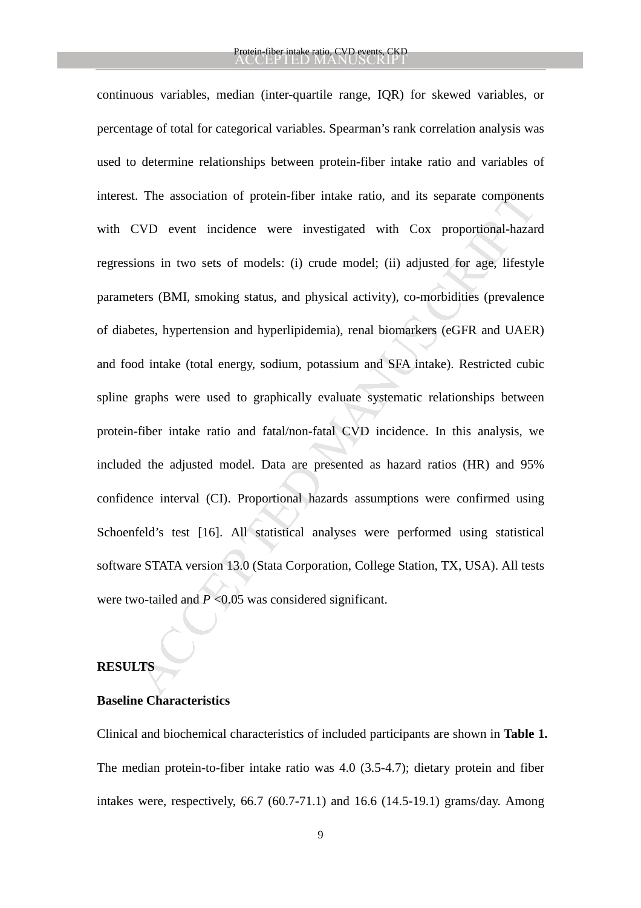continuous variables, median (inter-quartile range, IQR) for skewed variables, or percentage of total for categorical variables. Spearman's rank correlation analysis was used to determine relationships between protein-fiber intake ratio and variables of interest. The association of protein-fiber intake ratio, and its separate components with CVD event incidence were investigated with Cox proportional-hazard regressions in two sets of models: (i) crude model; (ii) adjusted for age, lifestyle parameters (BMI, smoking status, and physical activity), co-morbidities (prevalence of diabetes, hypertension and hyperlipidemia), renal biomarkers (eGFR and UAER) and food intake (total energy, sodium, potassium and SFA intake). Restricted cubic spline graphs were used to graphically evaluate systematic relationships between protein-fiber intake ratio and fatal/non-fatal CVD incidence. In this analysis, we included the adjusted model. Data are presented as hazard ratios (HR) and 95% confidence interval (CI). Proportional hazards assumptions were confirmed using Schoenfeld's test [16]. All statistical analyses were performed using statistical software STATA version 13.0 (Stata Corporation, College Station, TX, USA). All tests were two-tailed and $P < 0.05$ was considered significant.

## RESULTS

### Baseline Characteristics

Clinical and biochemical characteristics of included participants are shown in **Table 1.** The median protein-to-fiber intake ratio was 4.0 (3.5-4.7); dietary protein and fiber intakes were, respectively, 66.7 (60.7-71.1) and 16.6 (14.5-19.1) grams/day. Among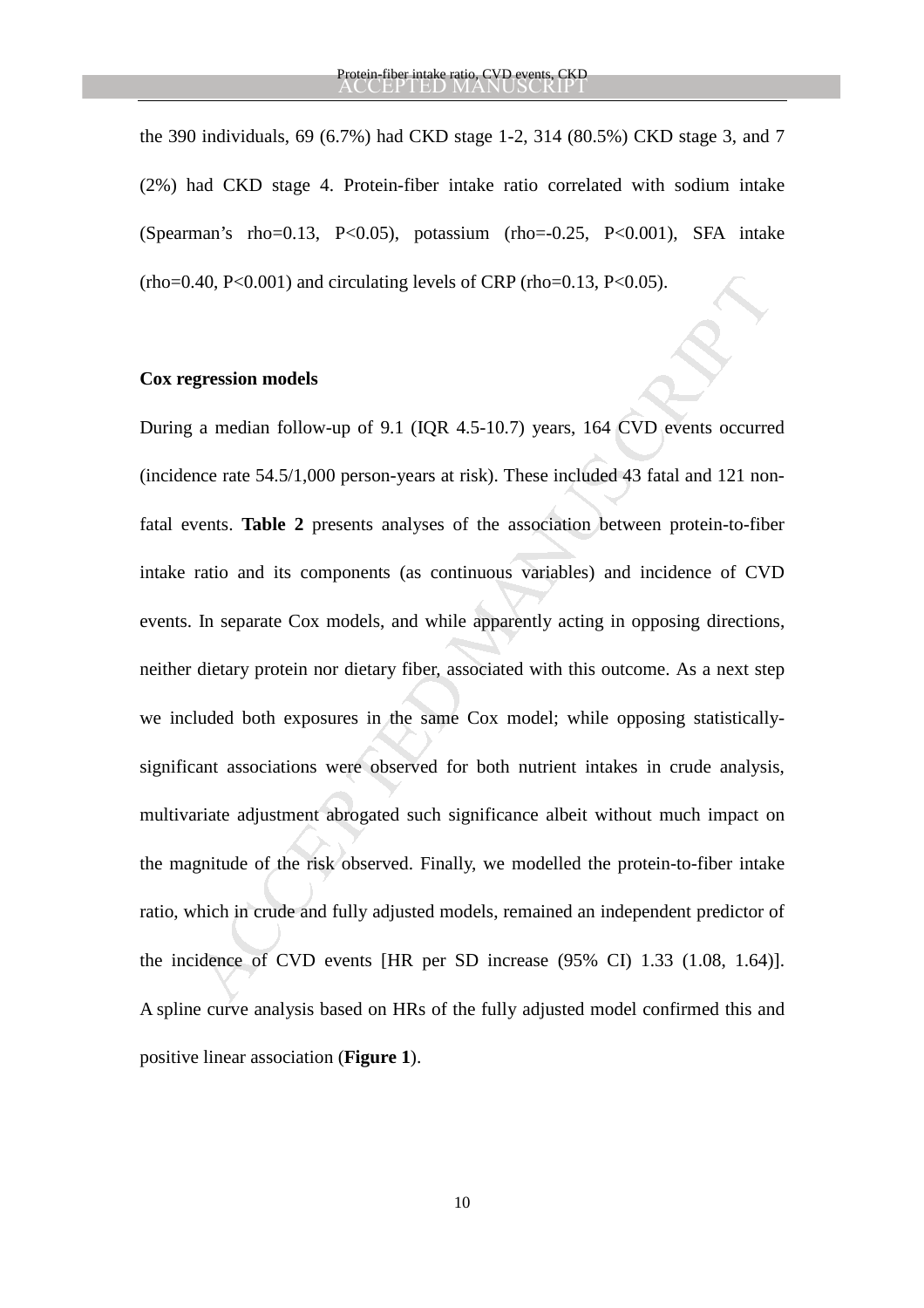the 390 individuals, 69 (6.7%) had CKD stage 1-2, 314 (80.5%) CKD stage 3, and 7 (2%) had CKD stage 4. Protein-fiber intake ratio correlated with sodium intake (Spearman's rho=0.13, P<0.05), potassium (rho=-0.25, P<0.001), SFA intake (rho=0.40, P<0.001) and circulating levels of CRP (rho=0.13, P<0.05).

**Cox regression models**

During a median follow-up of 9.1 (IQR 4.5-10.7) years, 164 CVD events occurred (incidence rate 54.5/1,000 person-years at risk). These included 43 fatal and 121 non-fatal events. **Table 2** presents analyses of the association between protein-to-fiber intake ratio and its components (as continuous variables) and incidence of CVD events. In separate Cox models, and while apparently acting in opposing directions, neither dietary protein nor dietary fiber, associated with this outcome. As a next step we included both exposures in the same Cox model; while opposing statistically-significant associations were observed for both nutrient intakes in crude analysis, multivariate adjustment abrogated such significance albeit without much impact on the magnitude of the risk observed. Finally, we modelled the protein-to-fiber intake ratio, which in crude and fully adjusted models, remained an independent predictor of the incidence of CVD events [HR per SD increase (95% CI) 1.33 (1.08, 1.64)]. A spline curve analysis based on HRs of the fully adjusted model confirmed this and positive linear association (**Figure 1**).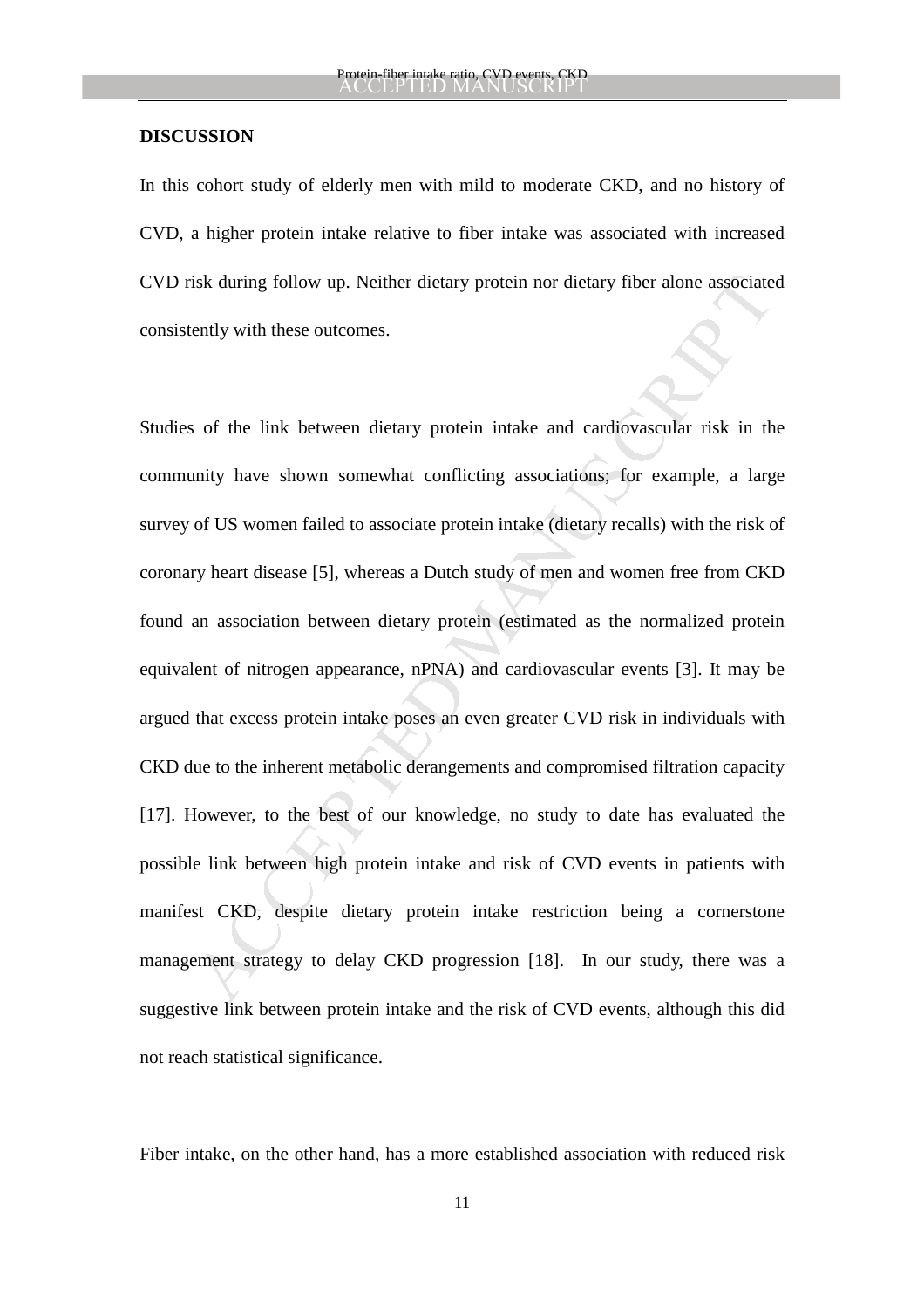**DISCUSSION**

In this cohort study of elderly men with mild to moderate CKD, and no history of CVD, a higher protein intake relative to fiber intake was associated with increased CVD risk during follow up. Neither dietary protein nor dietary fiber alone associated consistently with these outcomes.

Studies of the link between dietary protein intake and cardiovascular risk in the community have shown somewhat conflicting associations; for example, a large survey of US women failed to associate protein intake (dietary recalls) with the risk of coronary heart disease [5], whereas a Dutch study of men and women free from CKD found an association between dietary protein (estimated as the normalized protein equivalent of nitrogen appearance, nPNA) and cardiovascular events [3]. It may be argued that excess protein intake poses an even greater CVD risk in individuals with CKD due to the inherent metabolic derangements and compromised filtration capacity [17]. However, to the best of our knowledge, no study to date has evaluated the possible link between high protein intake and risk of CVD events in patients with manifest CKD, despite dietary protein intake restriction being a cornerstone management strategy to delay CKD progression [18]. In our study, there was a suggestive link between protein intake and the risk of CVD events, although this did not reach statistical significance.

Fiber intake, on the other hand, has a more established association with reduced risk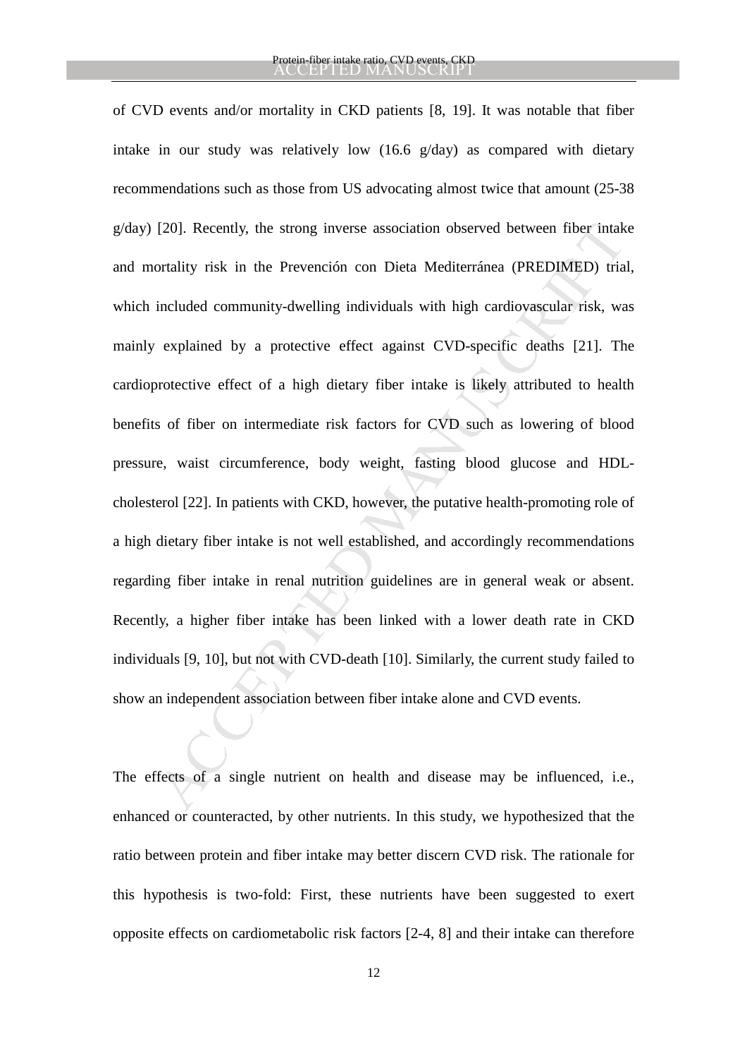of CVD events and/or mortality in CKD patients [8, 19]. It was notable that fiber intake in our study was relatively low (16.6 g/day) as compared with dietary recommendations such as those from US advocating almost twice that amount (25-38 g/day) [20]. Recently, the strong inverse association observed between fiber intake and mortality risk in the Prevención con Dieta Mediterránea (PREDIMED) trial, which included community-dwelling individuals with high cardiovascular risk, was mainly explained by a protective effect against CVD-specific deaths [21]. The cardioprotective effect of a high dietary fiber intake is likely attributed to health benefits of fiber on intermediate risk factors for CVD such as lowering of blood pressure, waist circumference, body weight, fasting blood glucose and HDL-cholesterol [22]. In patients with CKD, however, the putative health-promoting role of a high dietary fiber intake is not well established, and accordingly recommendations regarding fiber intake in renal nutrition guidelines are in general weak or absent. Recently, a higher fiber intake has been linked with a lower death rate in CKD individuals [9, 10], but not with CVD-death [10]. Similarly, the current study failed to show an independent association between fiber intake alone and CVD events.

The effects of a single nutrient on health and disease may be influenced, i.e., enhanced or counteracted, by other nutrients. In this study, we hypothesized that the ratio between protein and fiber intake may better discern CVD risk. The rationale for this hypothesis is two-fold: First, these nutrients have been suggested to exert opposite effects on cardiometabolic risk factors [2-4, 8] and their intake can therefore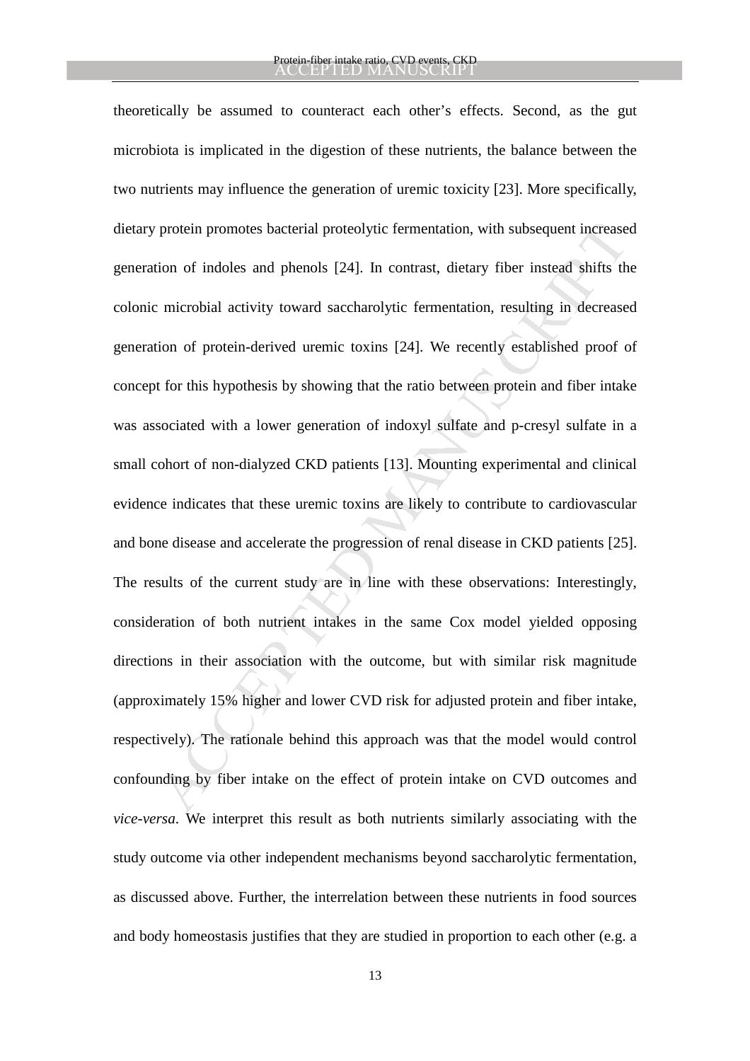theoretically be assumed to counteract each other's effects. Second, as the gut microbiota is implicated in the digestion of these nutrients, the balance between the two nutrients may influence the generation of uremic toxicity [23]. More specifically, dietary protein promotes bacterial proteolytic fermentation, with subsequent increased generation of indoles and phenols [24]. In contrast, dietary fiber instead shifts the colonic microbial activity toward saccharolytic fermentation, resulting in decreased generation of protein-derived uremic toxins [24]. We recently established proof of concept for this hypothesis by showing that the ratio between protein and fiber intake was associated with a lower generation of indoxyl sulfate and p-cresyl sulfate in a small cohort of non-dialyzed CKD patients [13]. Mounting experimental and clinical evidence indicates that these uremic toxins are likely to contribute to cardiovascular and bone disease and accelerate the progression of renal disease in CKD patients [25]. The results of the current study are in line with these observations: Interestingly, consideration of both nutrient intakes in the same Cox model yielded opposing directions in their association with the outcome, but with similar risk magnitude (approximately 15% higher and lower CVD risk for adjusted protein and fiber intake, respectively). The rationale behind this approach was that the model would control confounding by fiber intake on the effect of protein intake on CVD outcomes and *vice-versa*. We interpret this result as both nutrients similarly associating with the study outcome via other independent mechanisms beyond saccharolytic fermentation, as discussed above. Further, the interrelation between these nutrients in food sources and body homeostasis justifies that they are studied in proportion to each other (e.g. a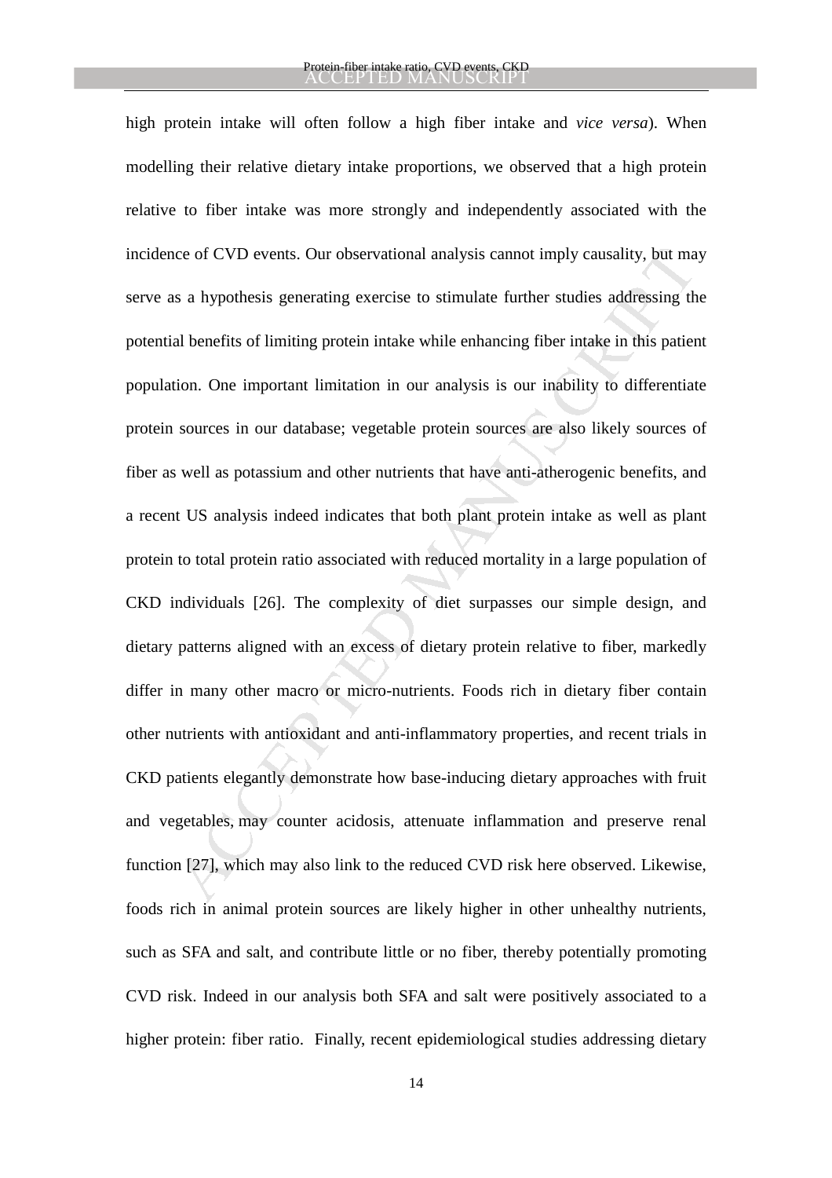high protein intake will often follow a high fiber intake and *vice versa*). When modelling their relative dietary intake proportions, we observed that a high protein relative to fiber intake was more strongly and independently associated with the incidence of CVD events. Our observational analysis cannot imply causality, but may serve as a hypothesis generating exercise to stimulate further studies addressing the potential benefits of limiting protein intake while enhancing fiber intake in this patient population. One important limitation in our analysis is our inability to differentiate protein sources in our database; vegetable protein sources are also likely sources of fiber as well as potassium and other nutrients that have anti-atherogenic benefits, and a recent US analysis indeed indicates that both plant protein intake as well as plant protein to total protein ratio associated with reduced mortality in a large population of CKD individuals [26]. The complexity of diet surpasses our simple design, and dietary patterns aligned with an excess of dietary protein relative to fiber, markedly differ in many other macro or micro-nutrients. Foods rich in dietary fiber contain other nutrients with antioxidant and anti-inflammatory properties, and recent trials in CKD patients elegantly demonstrate how base-inducing dietary approaches with fruit and vegetables, may counter acidosis, attenuate inflammation and preserve renal function [27], which may also link to the reduced CVD risk here observed. Likewise, foods rich in animal protein sources are likely higher in other unhealthy nutrients, such as SFA and salt, and contribute little or no fiber, thereby potentially promoting CVD risk. Indeed in our analysis both SFA and salt were positively associated to a higher protein: fiber ratio. Finally, recent epidemiological studies addressing dietary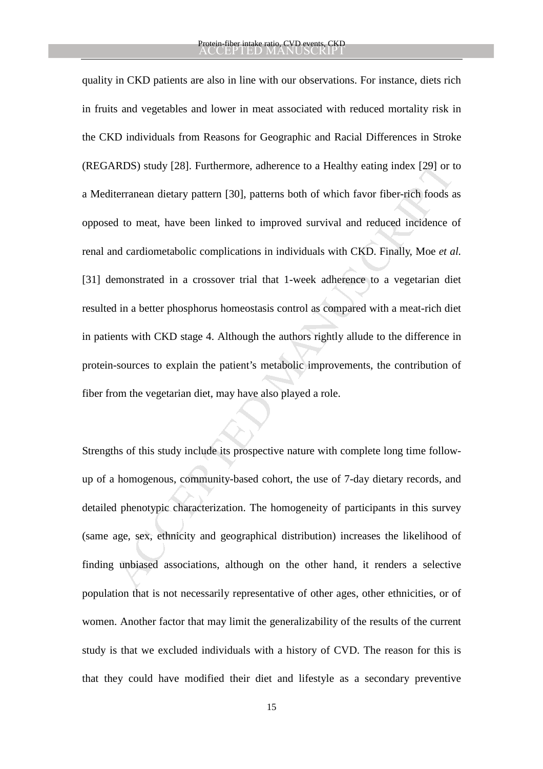quality in CKD patients are also in line with our observations. For instance, diets rich in fruits and vegetables and lower in meat associated with reduced mortality risk in the CKD individuals from Reasons for Geographic and Racial Differences in Stroke (REGARDS) study [28]. Furthermore, adherence to a Healthy eating index [29] or to a Mediterranean dietary pattern [30], patterns both of which favor fiber-rich foods as opposed to meat, have been linked to improved survival and reduced incidence of renal and cardiometabolic complications in individuals with CKD. Finally, Moe *et al.* [31] demonstrated in a crossover trial that 1-week adherence to a vegetarian diet resulted in a better phosphorus homeostasis control as compared with a meat-rich diet in patients with CKD stage 4. Although the authors rightly allude to the difference in protein-sources to explain the patient's metabolic improvements, the contribution of fiber from the vegetarian diet, may have also played a role.

Strengths of this study include its prospective nature with complete long time follow-up of a homogenous, community-based cohort, the use of 7-day dietary records, and detailed phenotypic characterization. The homogeneity of participants in this survey (same age, sex, ethnicity and geographical distribution) increases the likelihood of finding unbiased associations, although on the other hand, it renders a selective population that is not necessarily representative of other ages, other ethnicities, or of women. Another factor that may limit the generalizability of the results of the current study is that we excluded individuals with a history of CVD. The reason for this is that they could have modified their diet and lifestyle as a secondary preventive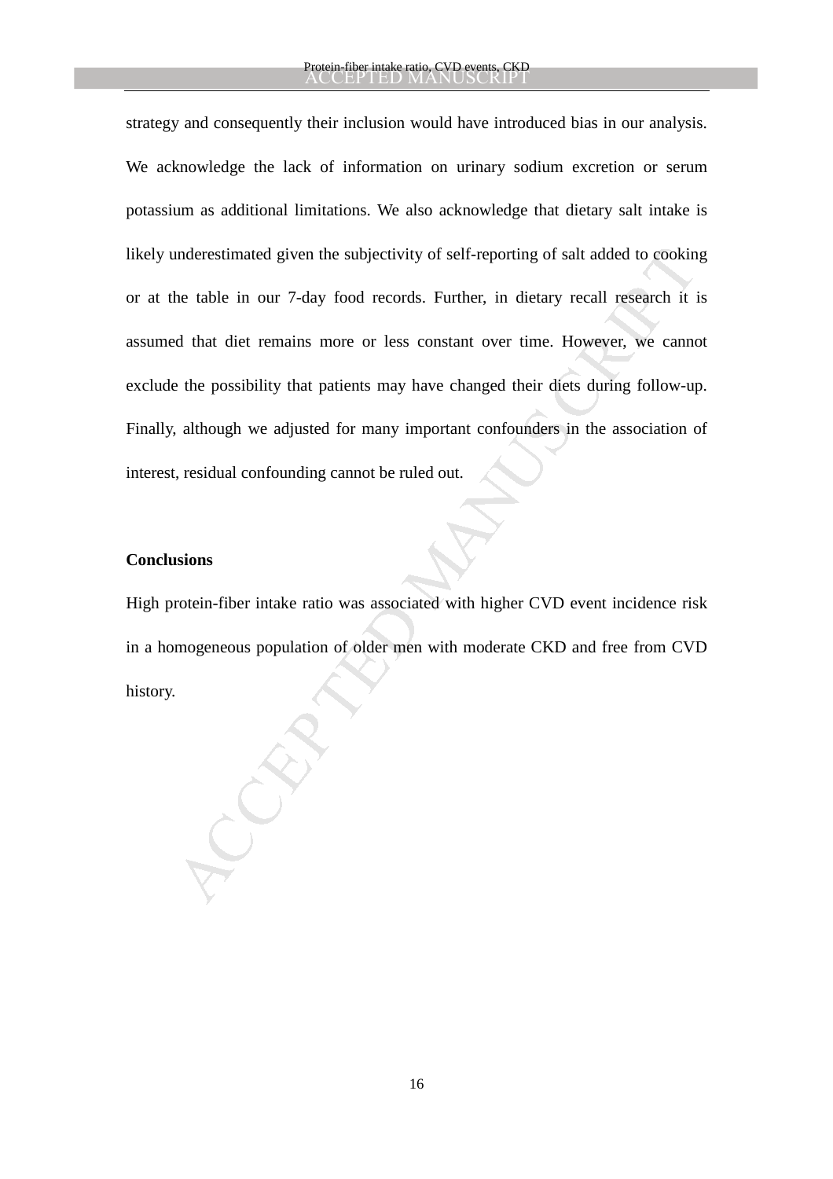strategy and consequently their inclusion would have introduced bias in our analysis. We acknowledge the lack of information on urinary sodium excretion or serum potassium as additional limitations. We also acknowledge that dietary salt intake is likely underestimated given the subjectivity of self-reporting of salt added to cooking or at the table in our 7-day food records. Further, in dietary recall research it is assumed that diet remains more or less constant over time. However, we cannot exclude the possibility that patients may have changed their diets during follow-up. Finally, although we adjusted for many important confounders in the association of interest, residual confounding cannot be ruled out.

**Conclusions**

High protein-fiber intake ratio was associated with higher CVD event incidence risk in a homogeneous population of older men with moderate CKD and free from CVD history.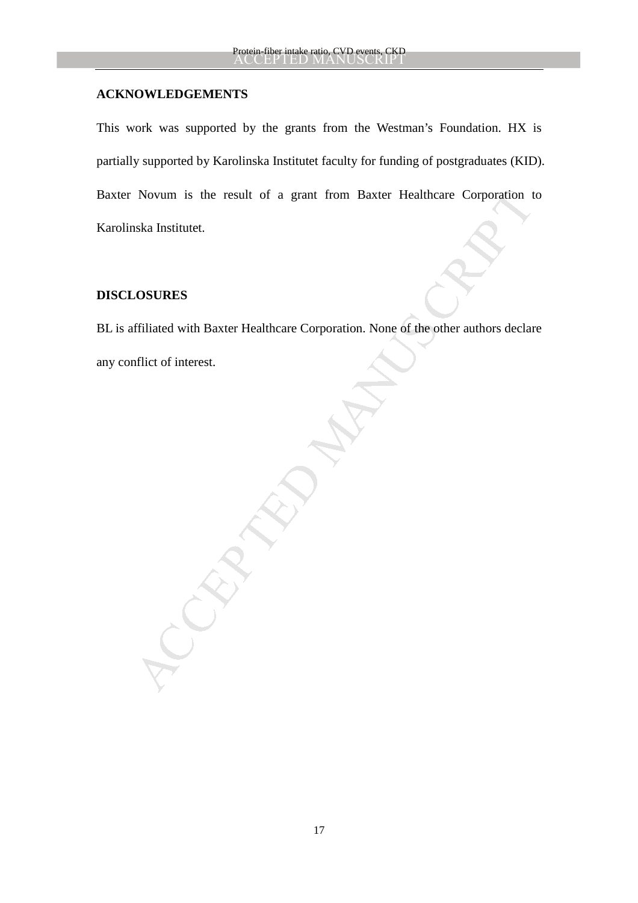## ACKNOWLEDGEMENTS

This work was supported by the grants from the Westman's Foundation. HX is partially supported by Karolinska Institutet faculty for funding of postgraduates (KID). Baxter Novum is the result of a grant from Baxter Healthcare Corporation to Karolinska Institutet.

## DISCLOSURES

BL is affiliated with Baxter Healthcare Corporation. None of the other authors declare any conflict of interest.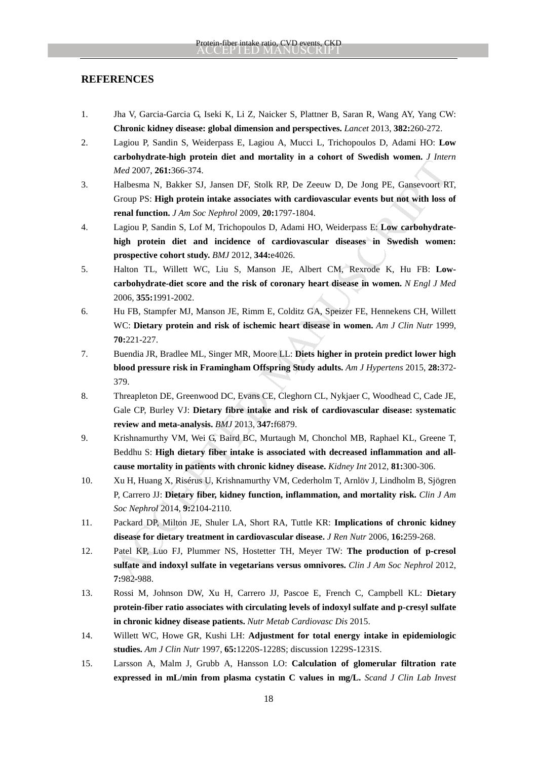## REFERENCES

1. Jha V, Garcia-Garcia G, Iseki K, Li Z, Naicker S, Plattner B, Saran R, Wang AY, Yang CW: **Chronic kidney disease: global dimension and perspectives.** *Lancet* 2013, **382:**260-272.
2. Lagiou P, Sandin S, Weiderpass E, Lagiou A, Mucci L, Trichopoulos D, Adami HO: **Low carbohydrate-high protein diet and mortality in a cohort of Swedish women.** *J Intern Med* 2007, **261:**366-374.
3. Halbesma N, Bakker SJ, Jansen DF, Stolk RP, De Zeeuw D, De Jong PE, Gansevoort RT, Group PS: **High protein intake associates with cardiovascular events but not with loss of renal function.** *J Am Soc Nephrol* 2009, **20:**1797-1804.
4. Lagiou P, Sandin S, Lof M, Trichopoulos D, Adami HO, Weiderpass E: **Low carbohydrate-high protein diet and incidence of cardiovascular diseases in Swedish women: prospective cohort study.** *BMJ* 2012, **344:**e4026.
5. Halton TL, Willett WC, Liu S, Manson JE, Albert CM, Rexrode K, Hu FB: **Low-carbohydrate-diet score and the risk of coronary heart disease in women.** *N Engl J Med* 2006, **355:**1991-2002.
6. Hu FB, Stampfer MJ, Manson JE, Rimm E, Colditz GA, Speizer FE, Hennekens CH, Willett WC: **Dietary protein and risk of ischemic heart disease in women.** *Am J Clin Nutr* 1999, **70:**221-227.
7. Buendia JR, Bradlee ML, Singer MR, Moore LL: **Diets higher in protein predict lower high blood pressure risk in Framingham Offspring Study adults.** *Am J Hypertens* 2015, **28:**372-379.
8. Threapleton DE, Greenwood DC, Evans CE, Cleghorn CL, Nykjaer C, Woodhead C, Cade JE, Gale CP, Burley VJ: **Dietary fibre intake and risk of cardiovascular disease: systematic review and meta-analysis.** *BMJ* 2013, **347:**f6879.
9. Krishnamurthy VM, Wei G, Baird BC, Murtaugh M, Chonchol MB, Raphael KL, Greene T, Beddhu S: **High dietary fiber intake is associated with decreased inflammation and all-cause mortality in patients with chronic kidney disease.** *Kidney Int* 2012, **81:**300-306.
10. Xu H, Huang X, Risérus U, Krishnamurthy VM, Cederholm T, Arnlöv J, Lindholm B, Sjögren P, Carrero JJ: **Dietary fiber, kidney function, inflammation, and mortality risk.** *Clin J Am Soc Nephrol* 2014, **9:**2104-2110.
11. Packard DP, Milton JE, Shuler LA, Short RA, Tuttle KR: **Implications of chronic kidney disease for dietary treatment in cardiovascular disease.** *J Ren Nutr* 2006, **16:**259-268.
12. Patel KP, Luo FJ, Plummer NS, Hostetter TH, Meyer TW: **The production of p-cresol sulfate and indoxyl sulfate in vegetarians versus omnivores.** *Clin J Am Soc Nephrol* 2012, **7:**982-988.
13. Rossi M, Johnson DW, Xu H, Carrero JJ, Pascoe E, French C, Campbell KL: **Dietary protein-fiber ratio associates with circulating levels of indoxyl sulfate and p-cresyl sulfate in chronic kidney disease patients.** *Nutr Metab Cardiovasc Dis* 2015.
14. Willett WC, Howe GR, Kushi LH: **Adjustment for total energy intake in epidemiologic studies.** *Am J Clin Nutr* 1997, **65:**1220S-1228S; discussion 1229S-1231S.
15. Larsson A, Malm J, Grubb A, Hansson LO: **Calculation of glomerular filtration rate expressed in mL/min from plasma cystatin C values in mg/L.** *Scand J Clin Lab Invest*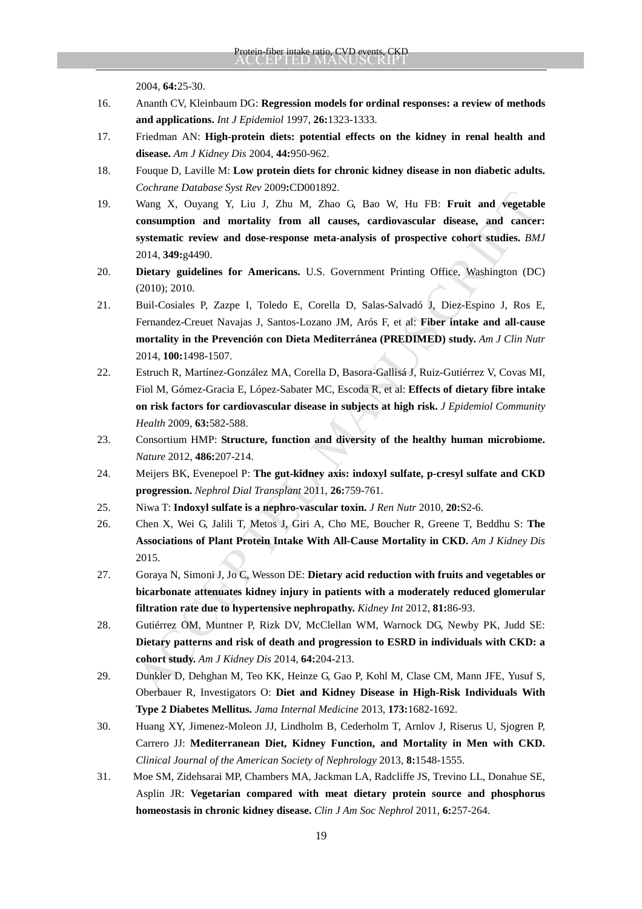2004, **64:**25-30.

16. Ananth CV, Kleinbaum DG: **Regression models for ordinal responses: a review of methods and applications.** *Int J Epidemiol* 1997, **26:**1323-1333.
17. Friedman AN: **High-protein diets: potential effects on the kidney in renal health and disease.** *Am J Kidney Dis* 2004, **44:**950-962.
18. Fouque D, Laville M: **Low protein diets for chronic kidney disease in non diabetic adults.** *Cochrane Database Syst Rev* 2009**:**CD001892.
19. Wang X, Ouyang Y, Liu J, Zhu M, Zhao G, Bao W, Hu FB: **Fruit and vegetable consumption and mortality from all causes, cardiovascular disease, and cancer: systematic review and dose-response meta-analysis of prospective cohort studies.** *BMJ* 2014, **349:**g4490.
20. **Dietary guidelines for Americans.** U.S. Government Printing Office, Washington (DC) (2010); 2010.
21. Buil-Cosiales P, Zazpe I, Toledo E, Corella D, Salas-Salvadó J, Diez-Espino J, Ros E, Fernandez-Creuet Navajas J, Santos-Lozano JM, Arós F, et al: **Fiber intake and all-cause mortality in the Prevención con Dieta Mediterránea (PREDIMED) study.** *Am J Clin Nutr* 2014, **100:**1498-1507.
22. Estruch R, Martínez-González MA, Corella D, Basora-Gallisá J, Ruiz-Gutiérrez V, Covas MI, Fiol M, Gómez-Gracia E, López-Sabater MC, Escoda R, et al: **Effects of dietary fibre intake on risk factors for cardiovascular disease in subjects at high risk.** *J Epidemiol Community Health* 2009, **63:**582-588.
23. Consortium HMP: **Structure, function and diversity of the healthy human microbiome.** *Nature* 2012, **486:**207-214.
24. Meijers BK, Evenepoel P: **The gut-kidney axis: indoxyl sulfate, p-cresyl sulfate and CKD progression.** *Nephrol Dial Transplant* 2011, **26:**759-761.
25. Niwa T: **Indoxyl sulfate is a nephro-vascular toxin.** *J Ren Nutr* 2010, **20:**S2-6.
26. Chen X, Wei G, Jalili T, Metos J, Giri A, Cho ME, Boucher R, Greene T, Beddhu S: **The Associations of Plant Protein Intake With All-Cause Mortality in CKD.** *Am J Kidney Dis* 2015.
27. Goraya N, Simoni J, Jo C, Wesson DE: **Dietary acid reduction with fruits and vegetables or bicarbonate attenuates kidney injury in patients with a moderately reduced glomerular filtration rate due to hypertensive nephropathy.** *Kidney Int* 2012, **81:**86-93.
28. Gutiérrez OM, Muntner P, Rizk DV, McClellan WM, Warnock DG, Newby PK, Judd SE: **Dietary patterns and risk of death and progression to ESRD in individuals with CKD: a cohort study.** *Am J Kidney Dis* 2014, **64:**204-213.
29. Dunkler D, Dehghan M, Teo KK, Heinze G, Gao P, Kohl M, Clase CM, Mann JFE, Yusuf S, Oberbauer R, Investigators O: **Diet and Kidney Disease in High-Risk Individuals With Type 2 Diabetes Mellitus.** *Jama Internal Medicine* 2013, **173:**1682-1692.
30. Huang XY, Jimenez-Moleon JJ, Lindholm B, Cederholm T, Arnlov J, Riserus U, Sjogren P, Carrero JJ: **Mediterranean Diet, Kidney Function, and Mortality in Men with CKD.** *Clinical Journal of the American Society of Nephrology* 2013, **8:**1548-1555.
31. Moe SM, Zidehsarai MP, Chambers MA, Jackman LA, Radcliffe JS, Trevino LL, Donahue SE, Asplin JR: **Vegetarian compared with meat dietary protein source and phosphorus homeostasis in chronic kidney disease.** *Clin J Am Soc Nephrol* 2011, **6:**257-264.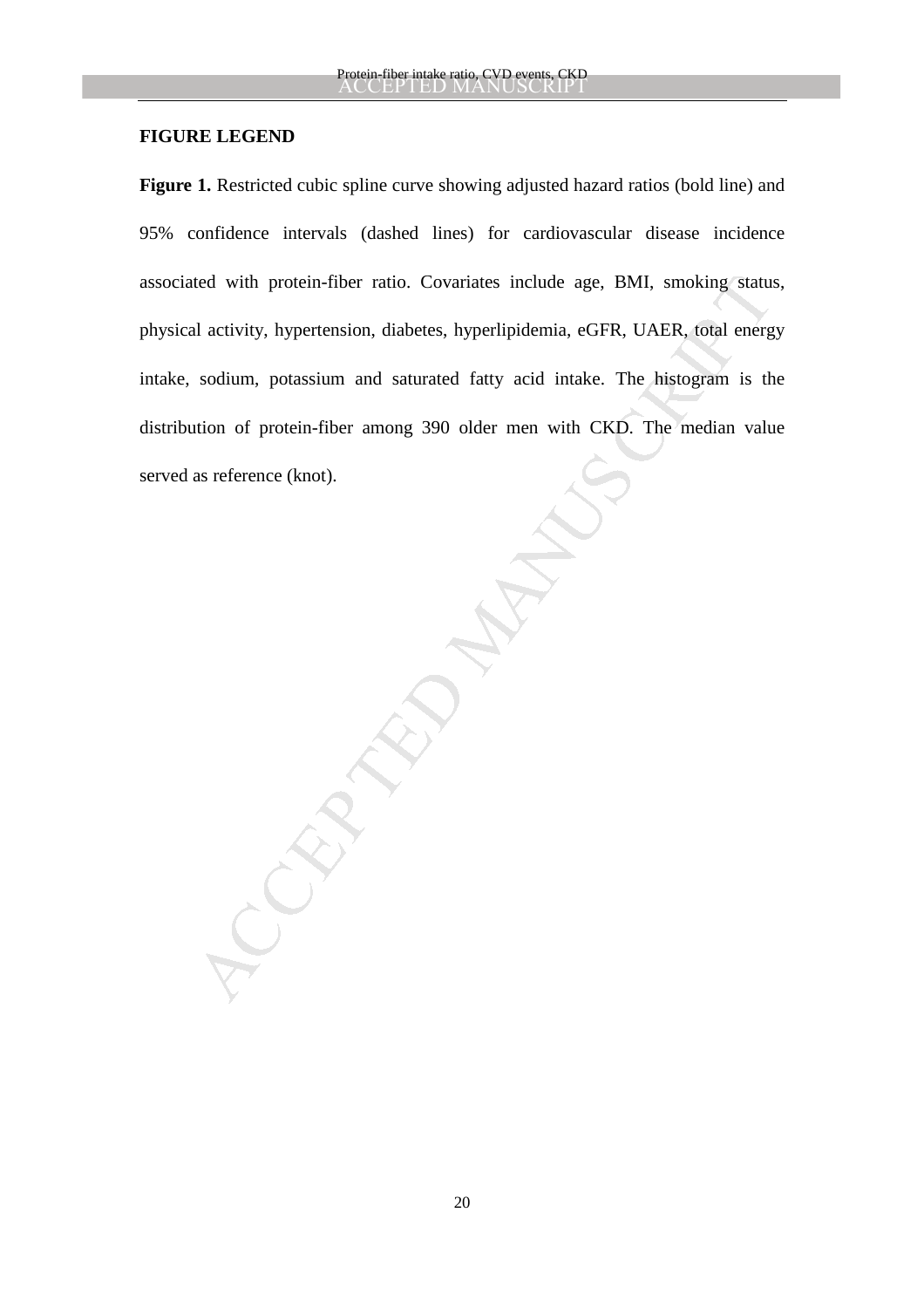## FIGURE LEGEND

**Figure 1.** Restricted cubic spline curve showing adjusted hazard ratios (bold line) and 95% confidence intervals (dashed lines) for cardiovascular disease incidence associated with protein-fiber ratio. Covariates include age, BMI, smoking status, physical activity, hypertension, diabetes, hyperlipidemia, eGFR, UAER, total energy intake, sodium, potassium and saturated fatty acid intake. The histogram is the distribution of protein-fiber among 390 older men with CKD. The median value served as reference (knot).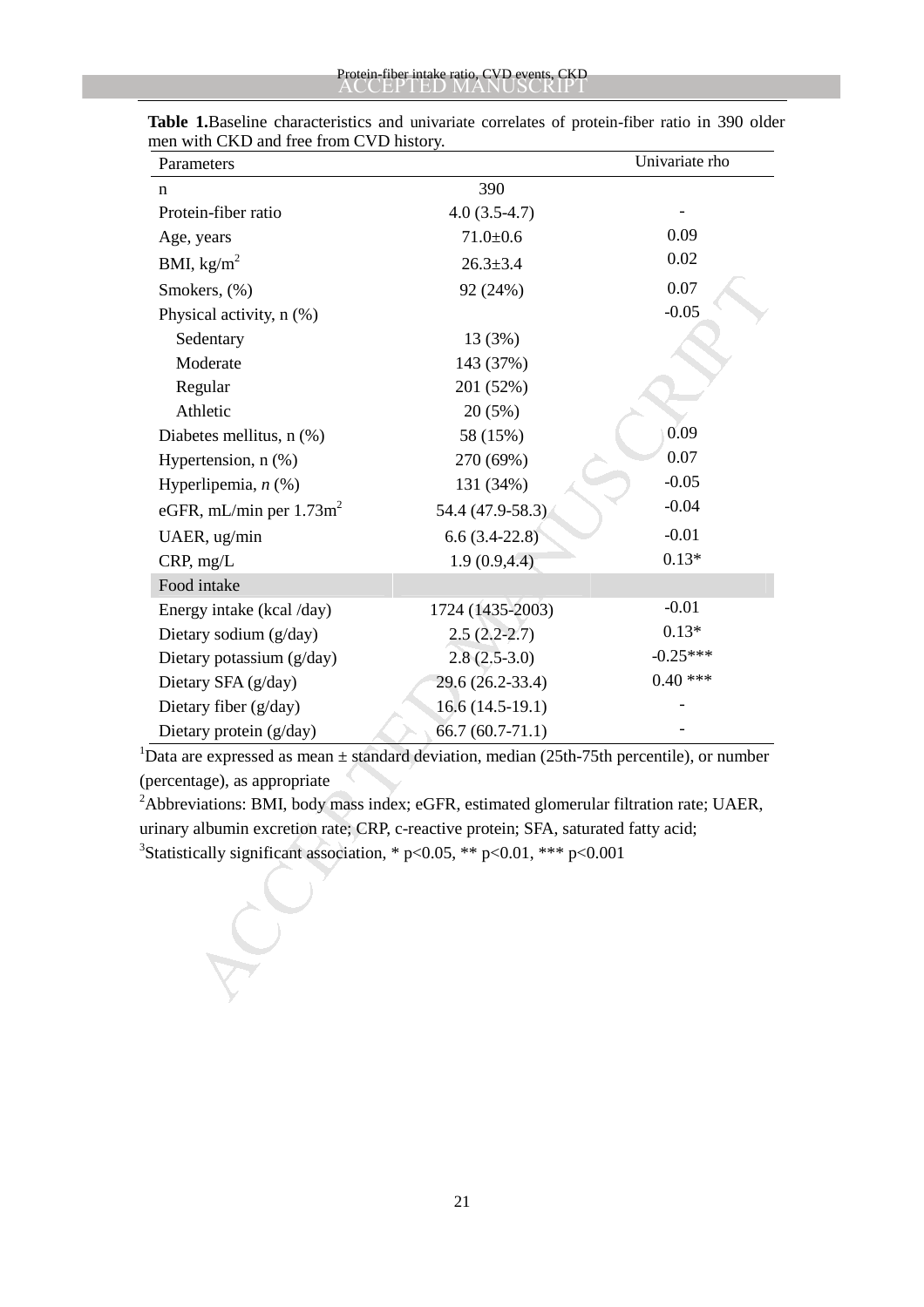**Table 1.** Baseline characteristics and univariate correlates of protein-fiber ratio in 390 older men with CKD and free from CVD history.

| Parameters | | Univariate rho |
|---|---|---|
| n | 390 | |
| Protein-fiber ratio | 4.0 (3.5-4.7) | - |
| Age, years | 71.0±0.6 | 0.09 |
| BMI, kg/m$^2$ | 26.3±3.4 | 0.02 |
| Smokers, (%) | 92 (24%) | 0.07 |
| Physical activity, n (%) | | -0.05 |
| Sedentary | 13 (3%) | |
| Moderate | 143 (37%) | |
| Regular | 201 (52%) | |
| Athletic | 20 (5%) | |
| Diabetes mellitus, n (%) | 58 (15%) | 0.09 |
| Hypertension, n (%) | 270 (69%) | 0.07 |
| Hyperlipemia, *n* (%) | 131 (34%) | -0.05 |
| eGFR, mL/min per 1.73m$^2$ | 54.4 (47.9-58.3) | -0.04 |
| UAER, ug/min | 6.6 (3.4-22.8) | -0.01 |
| CRP, mg/L | 1.9 (0.9,4.4) | 0.13* |
| Food intake | | |
| Energy intake (kcal /day) | 1724 (1435-2003) | -0.01 |
| Dietary sodium (g/day) | 2.5 (2.2-2.7) | 0.13* |
| Dietary potassium (g/day) | 2.8 (2.5-3.0) | -0.25*** |
| Dietary SFA (g/day) | 29.6 (26.2-33.4) | 0.40 *** |
| Dietary fiber (g/day) | 16.6 (14.5-19.1) | - |
| Dietary protein (g/day) | 66.7 (60.7-71.1) | - |

[1]Data are expressed as mean ± standard deviation, median (25th-75th percentile), or number (percentage), as appropriate

[2]Abbreviations: BMI, body mass index; eGFR, estimated glomerular filtration rate; UAER, urinary albumin excretion rate; CRP, c-reactive protein; SFA, saturated fatty acid;

[3]Statistically significant association, * p<0.05, ** p<0.01, *** p<0.001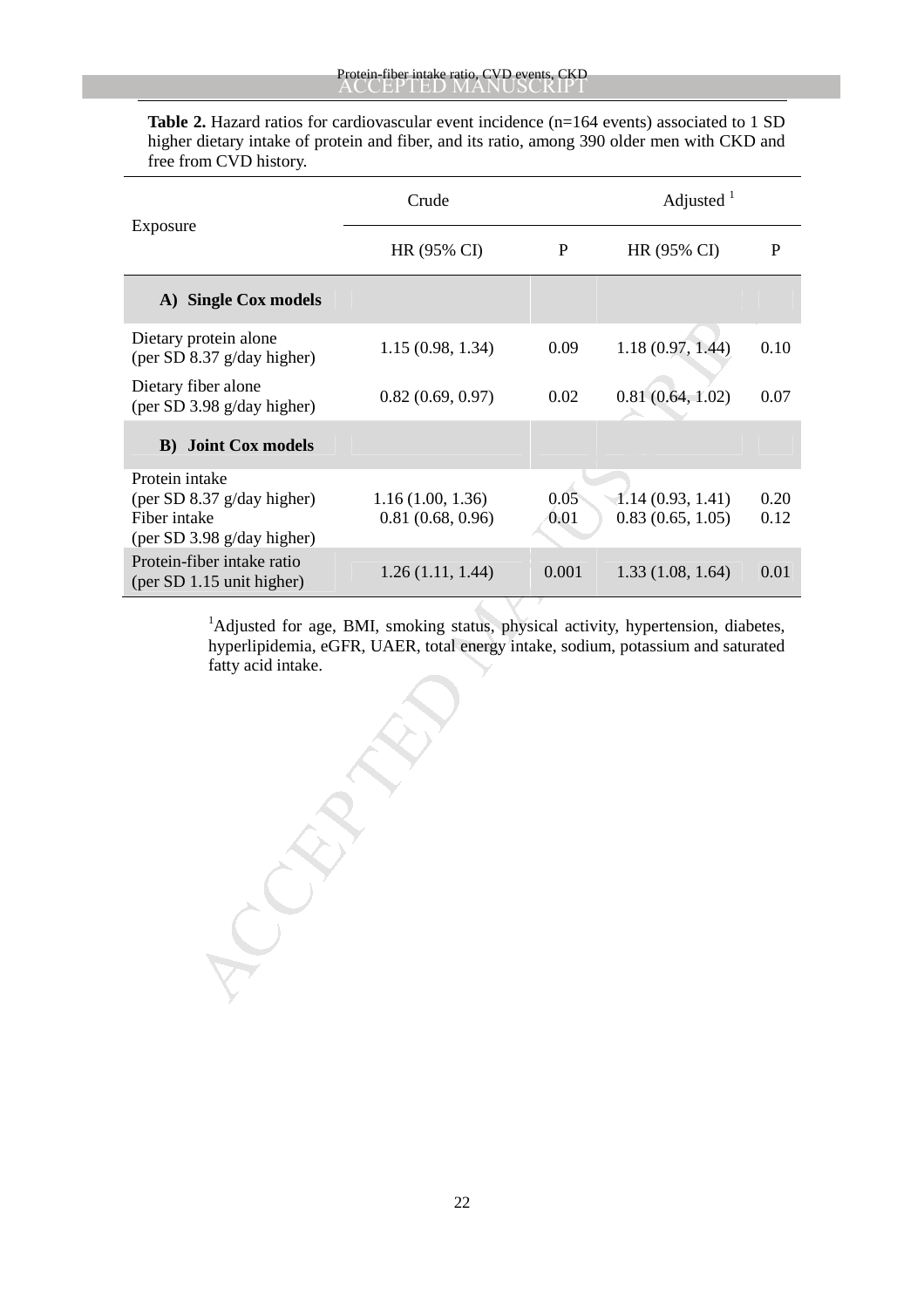**Table 2.** Hazard ratios for cardiovascular event incidence (n=164 events) associated to 1 SD higher dietary intake of protein and fiber, and its ratio, among 390 older men with CKD and free from CVD history.

| Exposure | Crude | | Adjusted [1] | |
|---|---|---|---|---|
| | HR (95% CI) | P | HR (95% CI) | P |
| **A) Single Cox models** | | | | |
| Dietary protein alone (per SD 8.37 g/day higher) | 1.15 (0.98, 1.34) | 0.09 | 1.18 (0.97, 1.44) | 0.10 |
| Dietary fiber alone (per SD 3.98 g/day higher) | 0.82 (0.69, 0.97) | 0.02 | 0.81 (0.64, 1.02) | 0.07 |
| **B) Joint Cox models** | | | | |
| Protein intake (per SD 8.37 g/day higher) | 1.16 (1.00, 1.36) | 0.05 | 1.14 (0.93, 1.41) | 0.20 |
| Fiber intake (per SD 3.98 g/day higher) | 0.81 (0.68, 0.96) | 0.01 | 0.83 (0.65, 1.05) | 0.12 |
| Protein-fiber intake ratio (per SD 1.15 unit higher) | 1.26 (1.11, 1.44) | 0.001 | 1.33 (1.08, 1.64) | 0.01 |

[1]Adjusted for age, BMI, smoking status, physical activity, hypertension, diabetes, hyperlipidemia, eGFR, UAER, total energy intake, sodium, potassium and saturated fatty acid intake.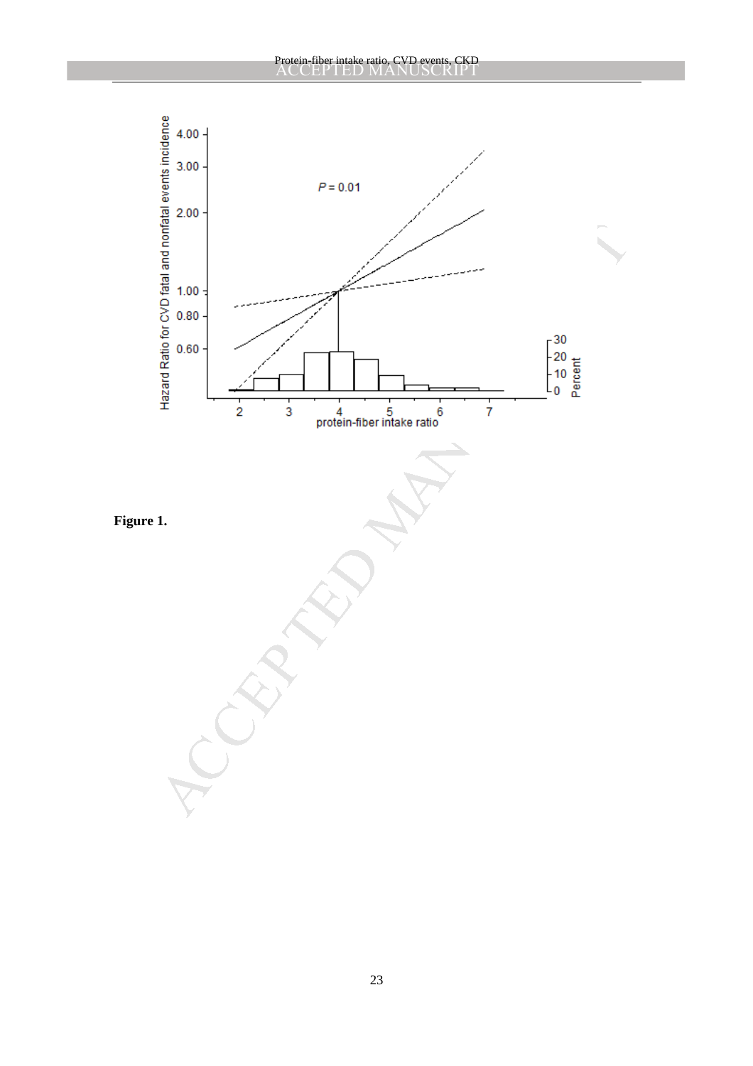Figure 1.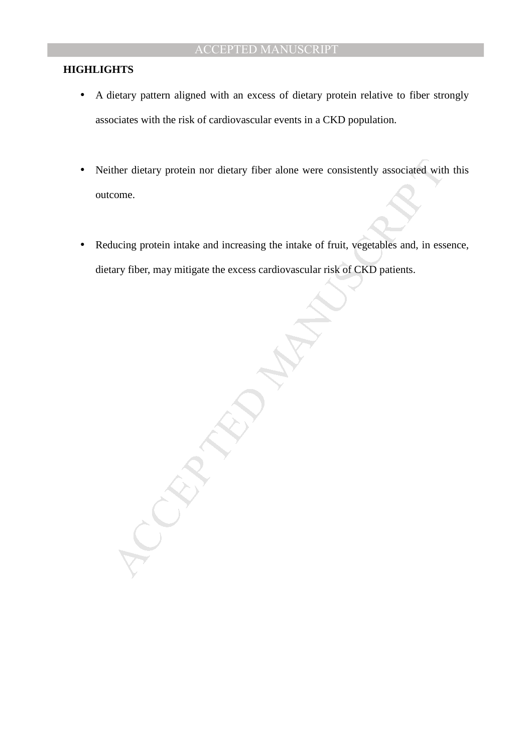**HIGHLIGHTS**

- A dietary pattern aligned with an excess of dietary protein relative to fiber strongly associates with the risk of cardiovascular events in a CKD population.

- Neither dietary protein nor dietary fiber alone were consistently associated with this outcome.

- Reducing protein intake and increasing the intake of fruit, vegetables and, in essence, dietary fiber, may mitigate the excess cardiovascular risk of CKD patients.